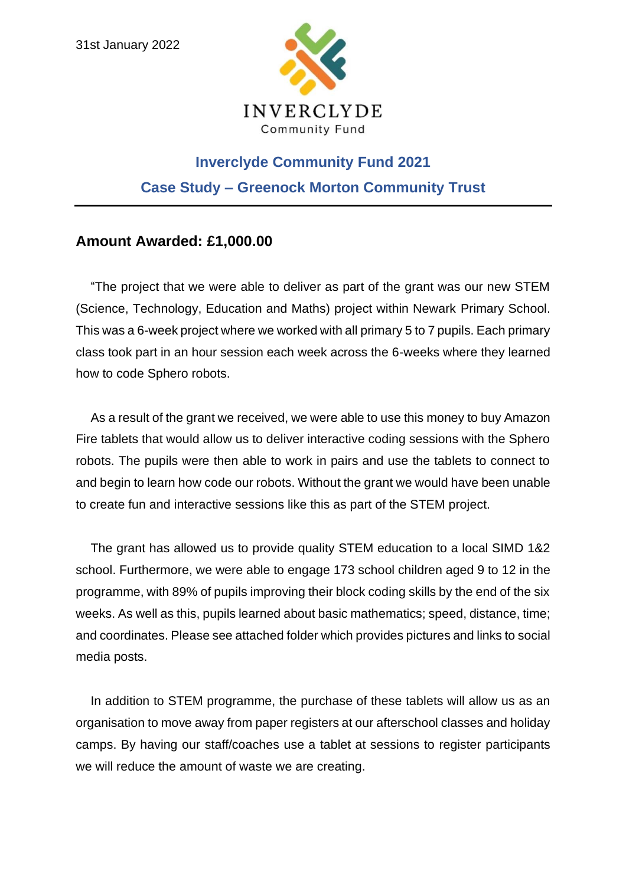31st January 2022

INVERCLYDE
Community Fund

## Inverclyde Community Fund 2021

## Case Study – Greenock Morton Community Trust

### Amount Awarded: £1,000.00

"The project that we were able to deliver as part of the grant was our new STEM (Science, Technology, Education and Maths) project within Newark Primary School. This was a 6-week project where we worked with all primary 5 to 7 pupils. Each primary class took part in an hour session each week across the 6-weeks where they learned how to code Sphero robots.

As a result of the grant we received, we were able to use this money to buy Amazon Fire tablets that would allow us to deliver interactive coding sessions with the Sphero robots. The pupils were then able to work in pairs and use the tablets to connect to and begin to learn how code our robots. Without the grant we would have been unable to create fun and interactive sessions like this as part of the STEM project.

The grant has allowed us to provide quality STEM education to a local SIMD 1&2 school. Furthermore, we were able to engage 173 school children aged 9 to 12 in the programme, with 89% of pupils improving their block coding skills by the end of the six weeks. As well as this, pupils learned about basic mathematics; speed, distance, time; and coordinates. Please see attached folder which provides pictures and links to social media posts.

In addition to STEM programme, the purchase of these tablets will allow us as an organisation to move away from paper registers at our afterschool classes and holiday camps. By having our staff/coaches use a tablet at sessions to register participants we will reduce the amount of waste we are creating.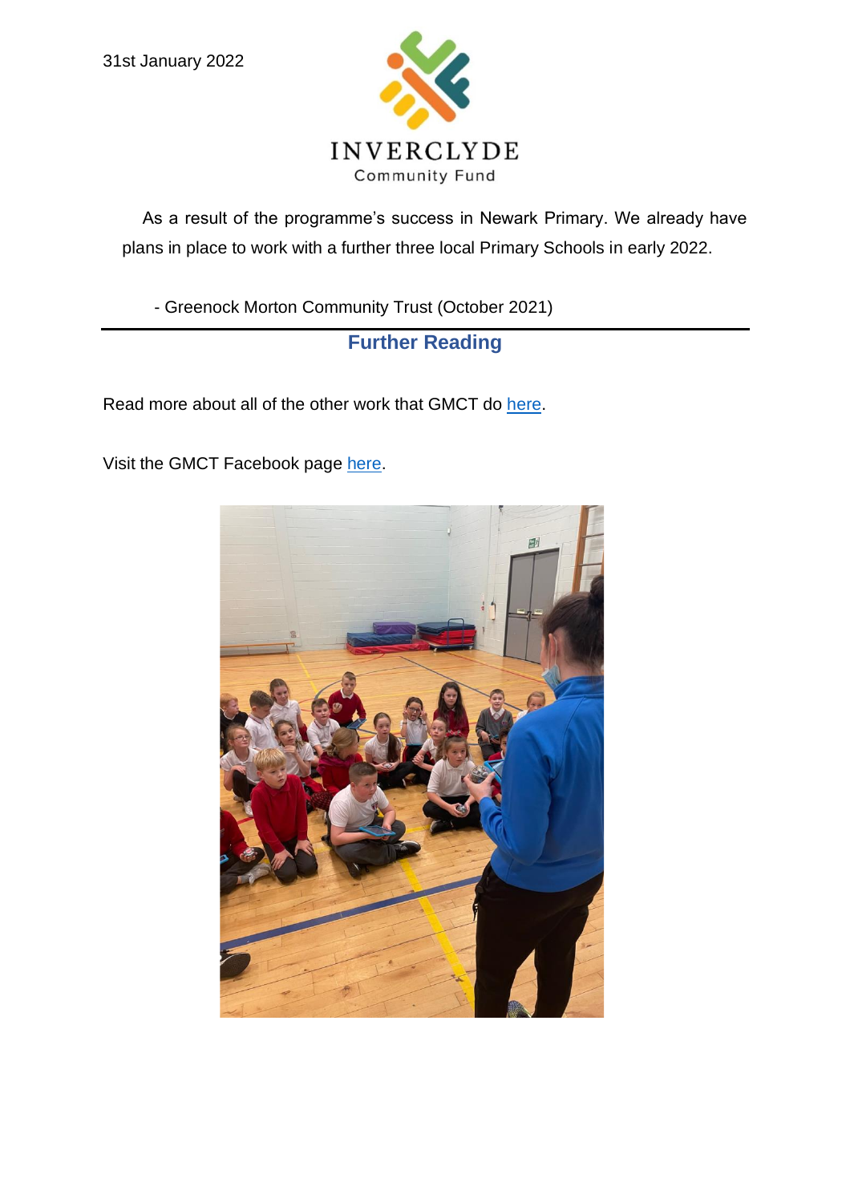31st January 2022

As a result of the programme's success in Newark Primary. We already have plans in place to work with a further three local Primary Schools in early 2022.

- Greenock Morton Community Trust (October 2021)

---

## Further Reading

Read more about all of the other work that GMCT do here.

Visit the GMCT Facebook page here.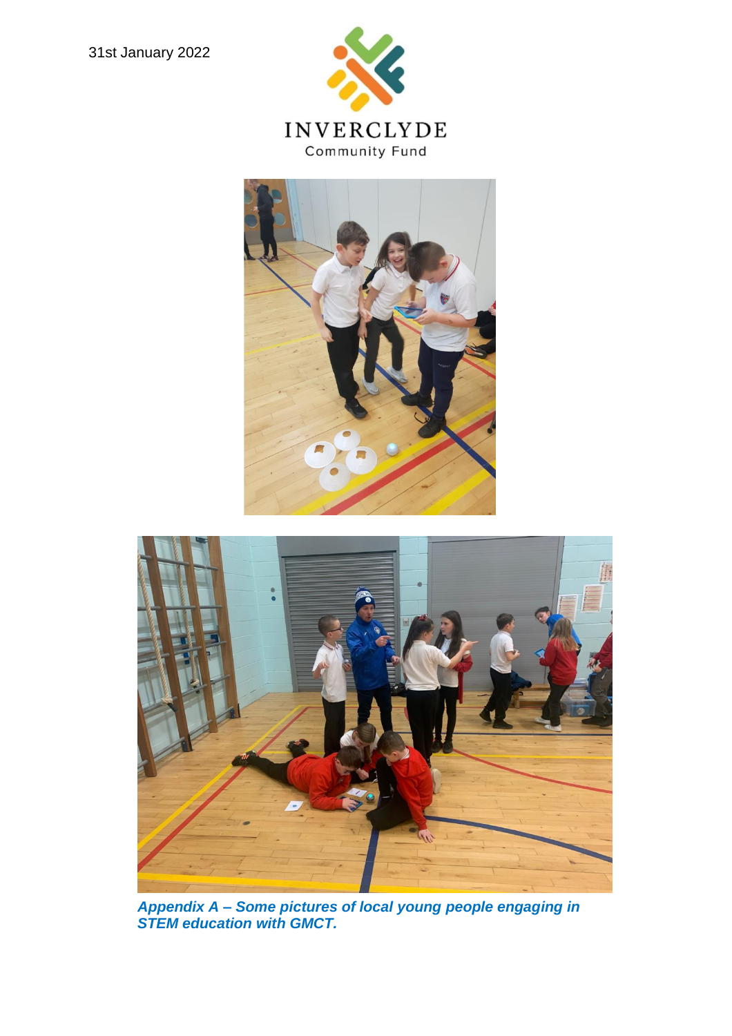31st January 2022

INVERCLYDE
Community Fund

*Appendix A – Some pictures of local young people engaging in STEM education with GMCT.*